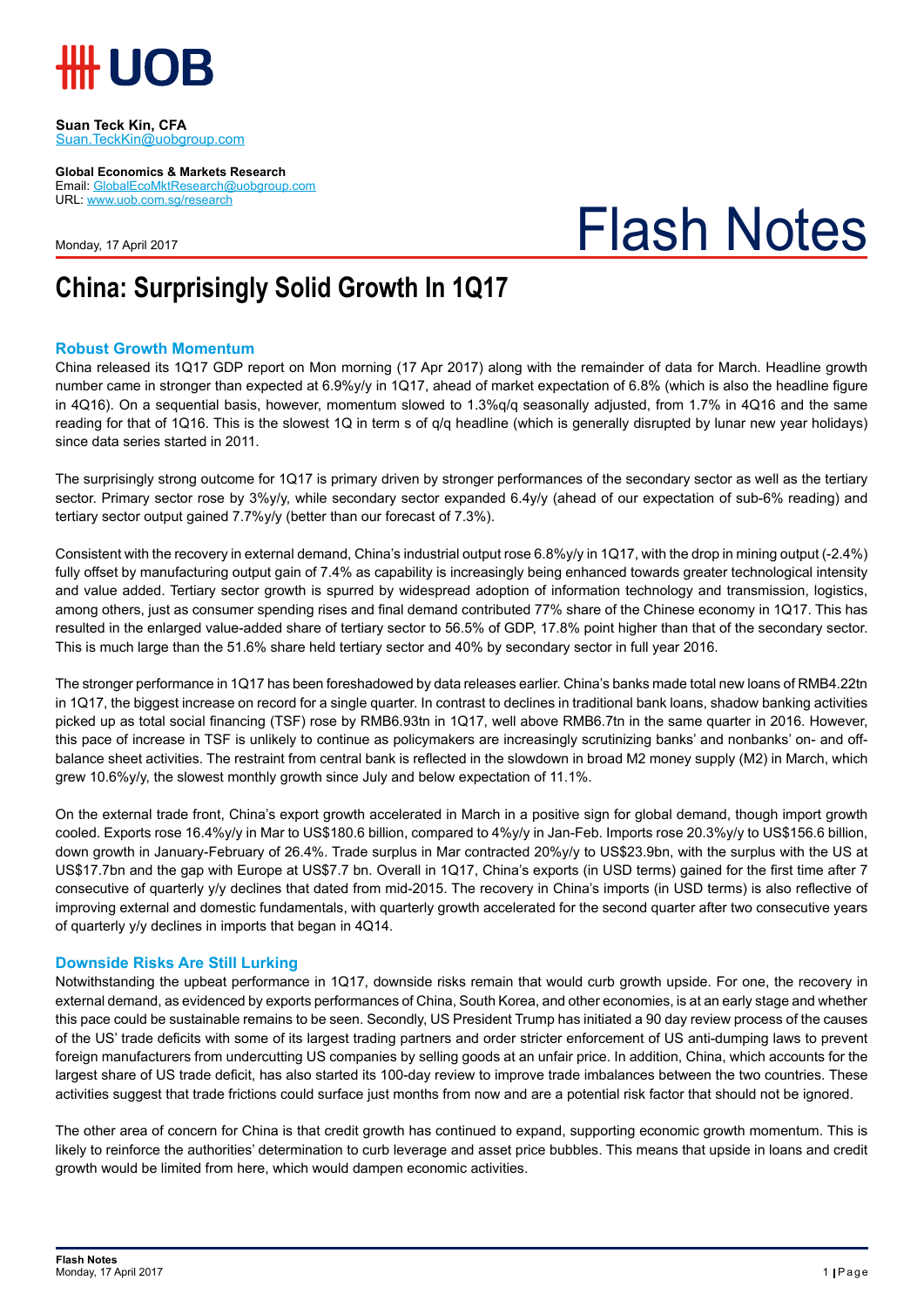**Suan Teck Kin, CFA**
Suan.TeckKin@uobgroup.com

**Global Economics & Markets Research**
Email: GlobalEcoMktResearch@uobgroup.com
URL: www.uob.com.sg/research

Monday, 17 April 2017

# Flash Notes

# China: Surprisingly Solid Growth In 1Q17

## Robust Growth Momentum

China released its 1Q17 GDP report on Mon morning (17 Apr 2017) along with the remainder of data for March. Headline growth number came in stronger than expected at 6.9%y/y in 1Q17, ahead of market expectation of 6.8% (which is also the headline figure in 4Q16). On a sequential basis, however, momentum slowed to 1.3%q/q seasonally adjusted, from 1.7% in 4Q16 and the same reading for that of 1Q16. This is the slowest 1Q in term s of q/q headline (which is generally disrupted by lunar new year holidays) since data series started in 2011.

The surprisingly strong outcome for 1Q17 is primary driven by stronger performances of the secondary sector as well as the tertiary sector. Primary sector rose by 3%y/y, while secondary sector expanded 6.4y/y (ahead of our expectation of sub-6% reading) and tertiary sector output gained 7.7%y/y (better than our forecast of 7.3%).

Consistent with the recovery in external demand, China's industrial output rose 6.8%y/y in 1Q17, with the drop in mining output (-2.4%) fully offset by manufacturing output gain of 7.4% as capability is increasingly being enhanced towards greater technological intensity and value added. Tertiary sector growth is spurred by widespread adoption of information technology and transmission, logistics, among others, just as consumer spending rises and final demand contributed 77% share of the Chinese economy in 1Q17. This has resulted in the enlarged value-added share of tertiary sector to 56.5% of GDP, 17.8% point higher than that of the secondary sector. This is much large than the 51.6% share held tertiary sector and 40% by secondary sector in full year 2016.

The stronger performance in 1Q17 has been foreshadowed by data releases earlier. China's banks made total new loans of RMB4.22tn in 1Q17, the biggest increase on record for a single quarter. In contrast to declines in traditional bank loans, shadow banking activities picked up as total social financing (TSF) rose by RMB6.93tn in 1Q17, well above RMB6.7tn in the same quarter in 2016. However, this pace of increase in TSF is unlikely to continue as policymakers are increasingly scrutinizing banks' and nonbanks' on- and off-balance sheet activities. The restraint from central bank is reflected in the slowdown in broad M2 money supply (M2) in March, which grew 10.6%y/y, the slowest monthly growth since July and below expectation of 11.1%.

On the external trade front, China's export growth accelerated in March in a positive sign for global demand, though import growth cooled. Exports rose 16.4%y/y in Mar to US$180.6 billion, compared to 4%y/y in Jan-Feb. Imports rose 20.3%y/y to US$156.6 billion, down growth in January-February of 26.4%. Trade surplus in Mar contracted 20%y/y to US$23.9bn, with the surplus with the US at US$17.7bn and the gap with Europe at US$7.7 bn. Overall in 1Q17, China's exports (in USD terms) gained for the first time after 7 consecutive of quarterly y/y declines that dated from mid-2015. The recovery in China's imports (in USD terms) is also reflective of improving external and domestic fundamentals, with quarterly growth accelerated for the second quarter after two consecutive years of quarterly y/y declines in imports that began in 4Q14.

## Downside Risks Are Still Lurking

Notwithstanding the upbeat performance in 1Q17, downside risks remain that would curb growth upside. For one, the recovery in external demand, as evidenced by exports performances of China, South Korea, and other economies, is at an early stage and whether this pace could be sustainable remains to be seen. Secondly, US President Trump has initiated a 90 day review process of the causes of the US' trade deficits with some of its largest trading partners and order stricter enforcement of US anti-dumping laws to prevent foreign manufacturers from undercutting US companies by selling goods at an unfair price. In addition, China, which accounts for the largest share of US trade deficit, has also started its 100-day review to improve trade imbalances between the two countries. These activities suggest that trade frictions could surface just months from now and are a potential risk factor that should not be ignored.

The other area of concern for China is that credit growth has continued to expand, supporting economic growth momentum. This is likely to reinforce the authorities' determination to curb leverage and asset price bubbles. This means that upside in loans and credit growth would be limited from here, which would dampen economic activities.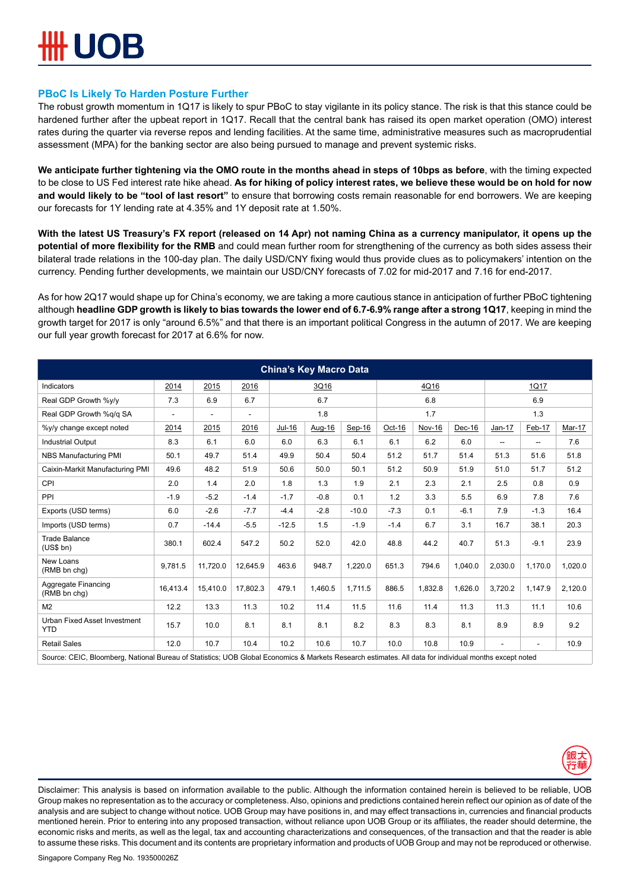## PBoC Is Likely To Harden Posture Further

The robust growth momentum in 1Q17 is likely to spur PBoC to stay vigilante in its policy stance. The risk is that this stance could be hardened further after the upbeat report in 1Q17. Recall that the central bank has raised its open market operation (OMO) interest rates during the quarter via reverse repos and lending facilities. At the same time, administrative measures such as macroprudential assessment (MPA) for the banking sector are also being pursued to manage and prevent systemic risks.

**We anticipate further tightening via the OMO route in the months ahead in steps of 10bps as before**, with the timing expected to be close to US Fed interest rate hike ahead. **As for hiking of policy interest rates, we believe these would be on hold for now and would likely to be "tool of last resort"** to ensure that borrowing costs remain reasonable for end borrowers. We are keeping our forecasts for 1Y lending rate at 4.35% and 1Y deposit rate at 1.50%.

**With the latest US Treasury's FX report (released on 14 Apr) not naming China as a currency manipulator, it opens up the potential of more flexibility for the RMB** and could mean further room for strengthening of the currency as both sides assess their bilateral trade relations in the 100-day plan. The daily USD/CNY fixing would thus provide clues as to policymakers' intention on the currency. Pending further developments, we maintain our USD/CNY forecasts of 7.02 for mid-2017 and 7.16 for end-2017.

As for how 2Q17 would shape up for China's economy, we are taking a more cautious stance in anticipation of further PBoC tightening although **headline GDP growth is likely to bias towards the lower end of 6.7-6.9% range after a strong 1Q17**, keeping in mind the growth target for 2017 is only "around 6.5%" and that there is an important political Congress in the autumn of 2017. We are keeping our full year growth forecast for 2017 at 6.6% for now.

| China's Key Macro Data | | | | | | | | | | | | |
|---|---|---|---|---|---|---|---|---|---|---|---|---|
| Indicators | 2014 | 2015 | 2016 | 3Q16 | | | 4Q16 | | | 1Q17 | | |
| Real GDP Growth %y/y | 7.3 | 6.9 | 6.7 | 6.7 | | | 6.8 | | | 6.9 | | |
| Real GDP Growth %q/q SA | - | - | - | 1.8 | | | 1.7 | | | 1.3 | | |
| %y/y change except noted | 2014 | 2015 | 2016 | Jul-16 | Aug-16 | Sep-16 | Oct-16 | Nov-16 | Dec-16 | Jan-17 | Feb-17 | Mar-17 |
| Industrial Output | 8.3 | 6.1 | 6.0 | 6.0 | 6.3 | 6.1 | 6.1 | 6.2 | 6.0 | -- | -- | 7.6 |
| NBS Manufacturing PMI | 50.1 | 49.7 | 51.4 | 49.9 | 50.4 | 50.4 | 51.2 | 51.7 | 51.4 | 51.3 | 51.6 | 51.8 |
| Caixin-Markit Manufacturing PMI | 49.6 | 48.2 | 51.9 | 50.6 | 50.0 | 50.1 | 51.2 | 50.9 | 51.9 | 51.0 | 51.7 | 51.2 |
| CPI | 2.0 | 1.4 | 2.0 | 1.8 | 1.3 | 1.9 | 2.1 | 2.3 | 2.1 | 2.5 | 0.8 | 0.9 |
| PPI | -1.9 | -5.2 | -1.4 | -1.7 | -0.8 | 0.1 | 1.2 | 3.3 | 5.5 | 6.9 | 7.8 | 7.6 |
| Exports (USD terms) | 6.0 | -2.6 | -7.7 | -4.4 | -2.8 | -10.0 | -7.3 | 0.1 | -6.1 | 7.9 | -1.3 | 16.4 |
| Imports (USD terms) | 0.7 | -14.4 | -5.5 | -12.5 | 1.5 | -1.9 | -1.4 | 6.7 | 3.1 | 16.7 | 38.1 | 20.3 |
| Trade Balance (US$ bn) | 380.1 | 602.4 | 547.2 | 50.2 | 52.0 | 42.0 | 48.8 | 44.2 | 40.7 | 51.3 | -9.1 | 23.9 |
| New Loans (RMB bn chg) | 9,781.5 | 11,720.0 | 12,645.9 | 463.6 | 948.7 | 1,220.0 | 651.3 | 794.6 | 1,040.0 | 2,030.0 | 1,170.0 | 1,020.0 |
| Aggregate Financing (RMB bn chg) | 16,413.4 | 15,410.0 | 17,802.3 | 479.1 | 1,460.5 | 1,711.5 | 886.5 | 1,832.8 | 1,626.0 | 3,720.2 | 1,147.9 | 2,120.0 |
| M2 | 12.2 | 13.3 | 11.3 | 10.2 | 11.4 | 11.5 | 11.6 | 11.4 | 11.3 | 11.3 | 11.1 | 10.6 |
| Urban Fixed Asset Investment YTD | 15.7 | 10.0 | 8.1 | 8.1 | 8.1 | 8.2 | 8.3 | 8.3 | 8.1 | 8.9 | 8.9 | 9.2 |
| Retail Sales | 12.0 | 10.7 | 10.4 | 10.2 | 10.6 | 10.7 | 10.0 | 10.8 | 10.9 | - | - | 10.9 |

Source: CEIC, Bloomberg, National Bureau of Statistics; UOB Global Economics & Markets Research estimates. All data for individual months except noted

Disclaimer: This analysis is based on information available to the public. Although the information contained herein is believed to be reliable, UOB Group makes no representation as to the accuracy or completeness. Also, opinions and predictions contained herein reflect our opinion as of date of the analysis and are subject to change without notice. UOB Group may have positions in, and may effect transactions in, currencies and financial products mentioned herein. Prior to entering into any proposed transaction, without reliance upon UOB Group or its affiliates, the reader should determine, the economic risks and merits, as well as the legal, tax and accounting characterizations and consequences, of the transaction and that the reader is able to assume these risks. This document and its contents are proprietary information and products of UOB Group and may not be reproduced or otherwise.

Singapore Company Reg No. 193500026Z